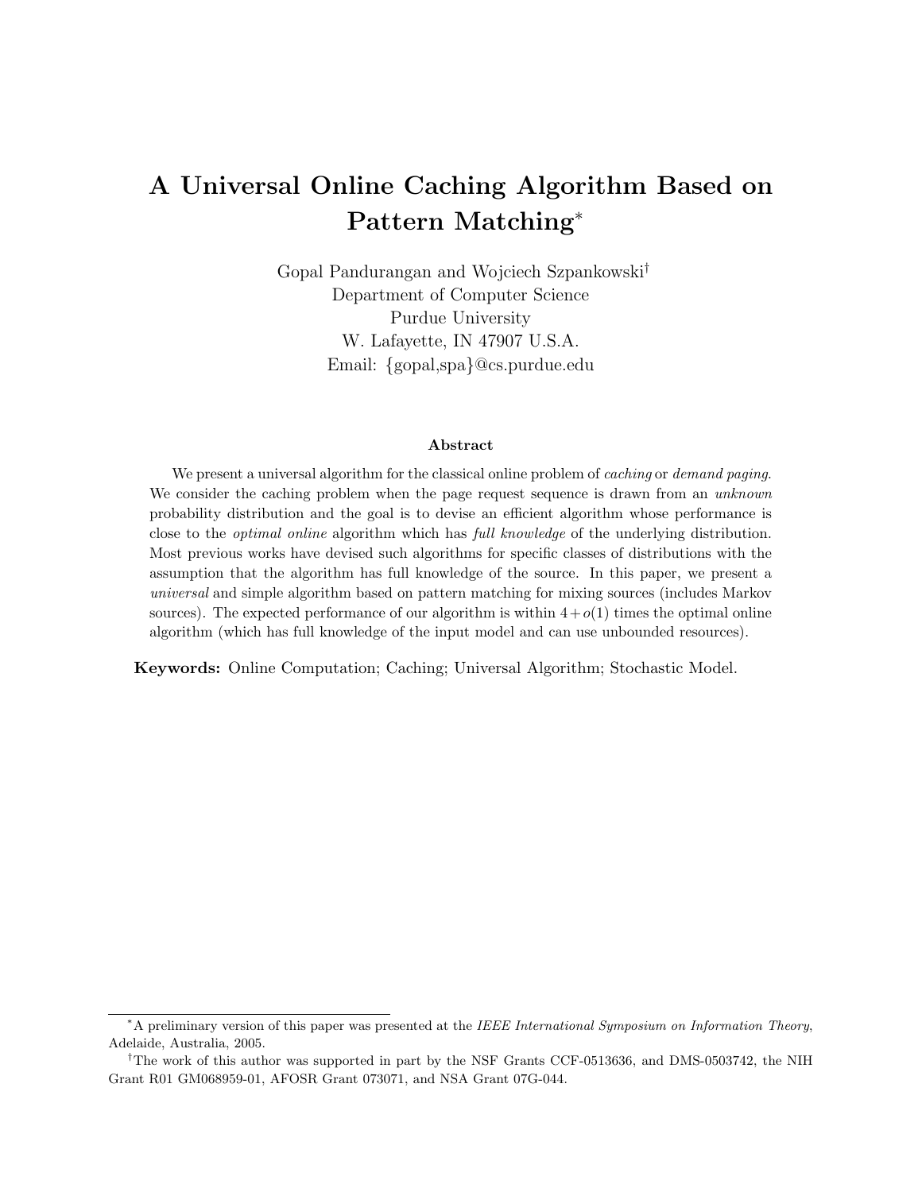# A Universal Online Caching Algorithm Based on Pattern Matching*

Gopal Pandurangan and Wojciech Szpankowski[†]
Department of Computer Science
Purdue University
W. Lafayette, IN 47907 U.S.A.
Email: {gopal,spa}@cs.purdue.edu

### Abstract

We present a universal algorithm for the classical online problem of *caching* or *demand paging*. We consider the caching problem when the page request sequence is drawn from an *unknown* probability distribution and the goal is to devise an efficient algorithm whose performance is close to the *optimal online* algorithm which has *full knowledge* of the underlying distribution. Most previous works have devised such algorithms for specific classes of distributions with the assumption that the algorithm has full knowledge of the source. In this paper, we present a *universal* and simple algorithm based on pattern matching for mixing sources (includes Markov sources). The expected performance of our algorithm is within $4 + o(1)$ times the optimal online algorithm (which has full knowledge of the input model and can use unbounded resources).

**Keywords:** Online Computation; Caching; Universal Algorithm; Stochastic Model.

---

*A preliminary version of this paper was presented at the *IEEE International Symposium on Information Theory*, Adelaide, Australia, 2005.

[†]The work of this author was supported in part by the NSF Grants CCF-0513636, and DMS-0503742, the NIH Grant R01 GM068959-01, AFOSR Grant 073071, and NSA Grant 07G-044.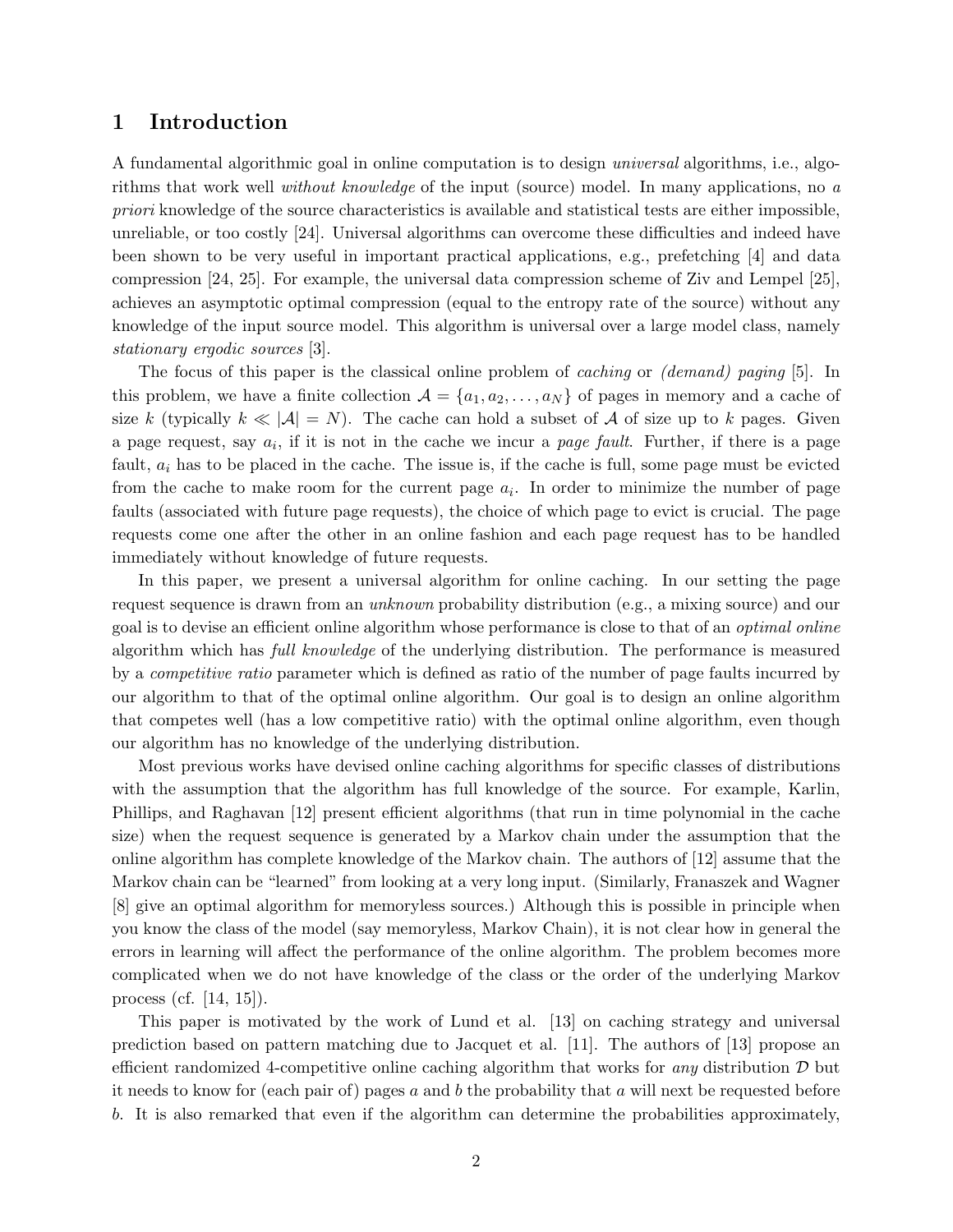# 1 Introduction

A fundamental algorithmic goal in online computation is to design *universal* algorithms, i.e., algorithms that work well *without knowledge* of the input (source) model. In many applications, no *a priori* knowledge of the source characteristics is available and statistical tests are either impossible, unreliable, or too costly [24]. Universal algorithms can overcome these difficulties and indeed have been shown to be very useful in important practical applications, e.g., prefetching [4] and data compression [24, 25]. For example, the universal data compression scheme of Ziv and Lempel [25], achieves an asymptotic optimal compression (equal to the entropy rate of the source) without any knowledge of the input source model. This algorithm is universal over a large model class, namely *stationary ergodic sources* [3].

The focus of this paper is the classical online problem of *caching* or *(demand) paging* [5]. In this problem, we have a finite collection $\mathcal{A} = \{a_1, a_2, \ldots, a_N\}$ of pages in memory and a cache of size $k$ (typically $k \ll |\mathcal{A}| = N$). The cache can hold a subset of $\mathcal{A}$ of size up to $k$ pages. Given a page request, say $a_i$, if it is not in the cache we incur a *page fault*. Further, if there is a page fault, $a_i$ has to be placed in the cache. The issue is, if the cache is full, some page must be evicted from the cache to make room for the current page $a_i$. In order to minimize the number of page faults (associated with future page requests), the choice of which page to evict is crucial. The page requests come one after the other in an online fashion and each page request has to be handled immediately without knowledge of future requests.

In this paper, we present a universal algorithm for online caching. In our setting the page request sequence is drawn from an *unknown* probability distribution (e.g., a mixing source) and our goal is to devise an efficient online algorithm whose performance is close to that of an *optimal online* algorithm which has *full knowledge* of the underlying distribution. The performance is measured by a *competitive ratio* parameter which is defined as ratio of the number of page faults incurred by our algorithm to that of the optimal online algorithm. Our goal is to design an online algorithm that competes well (has a low competitive ratio) with the optimal online algorithm, even though our algorithm has no knowledge of the underlying distribution.

Most previous works have devised online caching algorithms for specific classes of distributions with the assumption that the algorithm has full knowledge of the source. For example, Karlin, Phillips, and Raghavan [12] present efficient algorithms (that run in time polynomial in the cache size) when the request sequence is generated by a Markov chain under the assumption that the online algorithm has complete knowledge of the Markov chain. The authors of [12] assume that the Markov chain can be "learned" from looking at a very long input. (Similarly, Franaszek and Wagner [8] give an optimal algorithm for memoryless sources.) Although this is possible in principle when you know the class of the model (say memoryless, Markov Chain), it is not clear how in general the errors in learning will affect the performance of the online algorithm. The problem becomes more complicated when we do not have knowledge of the class or the order of the underlying Markov process (cf. [14, 15]).

This paper is motivated by the work of Lund et al. [13] on caching strategy and universal prediction based on pattern matching due to Jacquet et al. [11]. The authors of [13] propose an efficient randomized 4-competitive online caching algorithm that works for *any* distribution $\mathcal{D}$ but it needs to know for (each pair of) pages $a$ and $b$ the probability that $a$ will next be requested before $b$. It is also remarked that even if the algorithm can determine the probabilities approximately,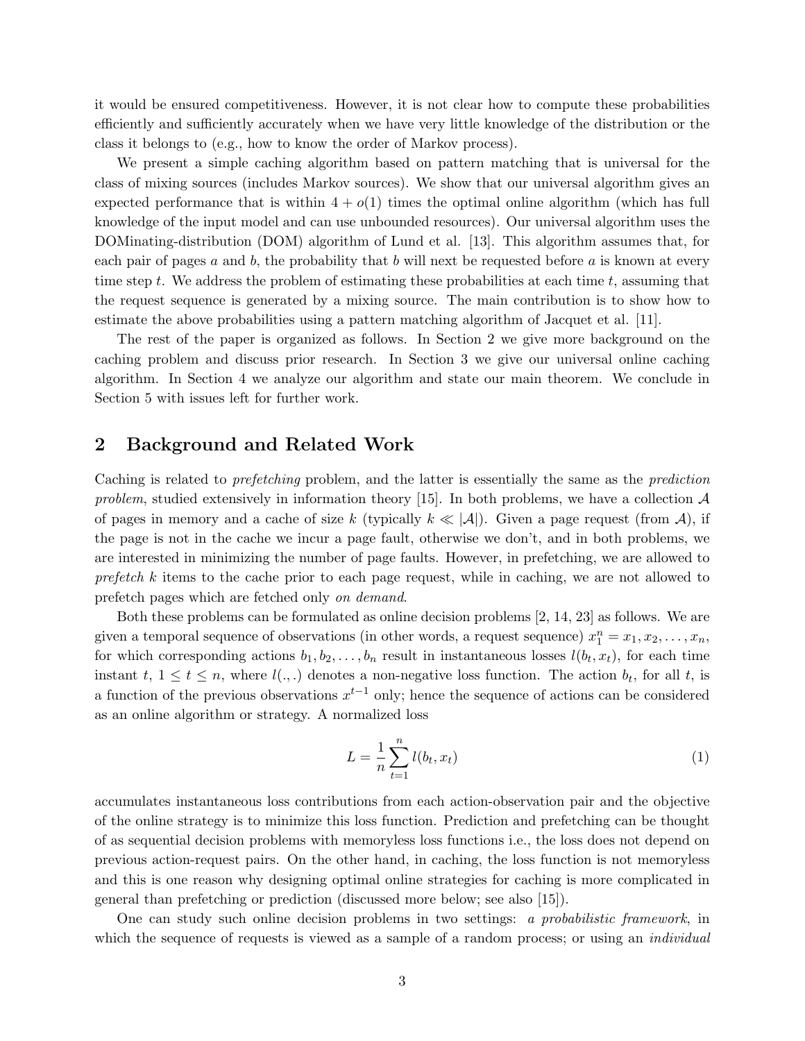it would be ensured competitiveness. However, it is not clear how to compute these probabilities efficiently and sufficiently accurately when we have very little knowledge of the distribution or the class it belongs to (e.g., how to know the order of Markov process).

We present a simple caching algorithm based on pattern matching that is universal for the class of mixing sources (includes Markov sources). We show that our universal algorithm gives an expected performance that is within $4 + o(1)$ times the optimal online algorithm (which has full knowledge of the input model and can use unbounded resources). Our universal algorithm uses the DOMinating-distribution (DOM) algorithm of Lund et al. [13]. This algorithm assumes that, for each pair of pages $a$ and $b$, the probability that $b$ will next be requested before $a$ is known at every time step $t$. We address the problem of estimating these probabilities at each time $t$, assuming that the request sequence is generated by a mixing source. The main contribution is to show how to estimate the above probabilities using a pattern matching algorithm of Jacquet et al. [11].

The rest of the paper is organized as follows. In Section 2 we give more background on the caching problem and discuss prior research. In Section 3 we give our universal online caching algorithm. In Section 4 we analyze our algorithm and state our main theorem. We conclude in Section 5 with issues left for further work.

## 2 Background and Related Work

Caching is related to *prefetching* problem, and the latter is essentially the same as the *prediction problem*, studied extensively in information theory [15]. In both problems, we have a collection $\mathcal{A}$ of pages in memory and a cache of size $k$ (typically $k \ll |\mathcal{A}|$). Given a page request (from $\mathcal{A}$), if the page is not in the cache we incur a page fault, otherwise we don't, and in both problems, we are interested in minimizing the number of page faults. However, in prefetching, we are allowed to *prefetch* $k$ items to the cache prior to each page request, while in caching, we are not allowed to prefetch pages which are fetched only *on demand*.

Both these problems can be formulated as online decision problems [2, 14, 23] as follows. We are given a temporal sequence of observations (in other words, a request sequence) $x_1^n = x_1, x_2, \ldots, x_n$, for which corresponding actions $b_1, b_2, \ldots, b_n$ result in instantaneous losses $l(b_t, x_t)$, for each time instant $t$, $1 \leq t \leq n$, where $l(.,.)$ denotes a non-negative loss function. The action $b_t$, for all $t$, is a function of the previous observations $x^{t-1}$ only; hence the sequence of actions can be considered as an online algorithm or strategy. A normalized loss

$$L = \frac{1}{n} \sum_{t=1}^{n} l(b_t, x_t) \tag{1}$$

accumulates instantaneous loss contributions from each action-observation pair and the objective of the online strategy is to minimize this loss function. Prediction and prefetching can be thought of as sequential decision problems with memoryless loss functions i.e., the loss does not depend on previous action-request pairs. On the other hand, in caching, the loss function is not memoryless and this is one reason why designing optimal online strategies for caching is more complicated in general than prefetching or prediction (discussed more below; see also [15]).

One can study such online decision problems in two settings: *a probabilistic framework*, in which the sequence of requests is viewed as a sample of a random process; or using an *individual*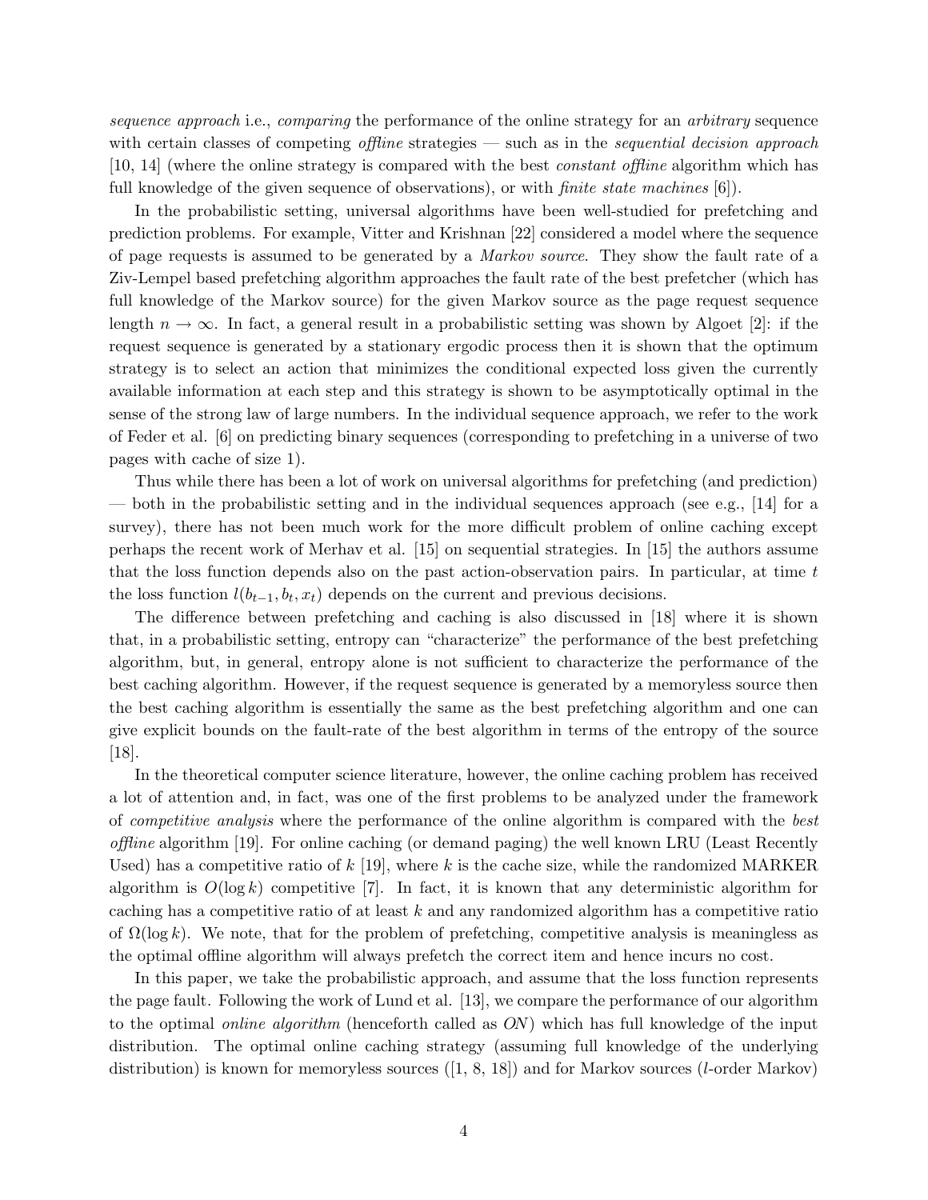*sequence approach* i.e., *comparing* the performance of the online strategy for an *arbitrary* sequence with certain classes of competing *offline* strategies — such as in the *sequential decision approach* [10, 14] (where the online strategy is compared with the best *constant offline* algorithm which has full knowledge of the given sequence of observations), or with *finite state machines* [6]).

In the probabilistic setting, universal algorithms have been well-studied for prefetching and prediction problems. For example, Vitter and Krishnan [22] considered a model where the sequence of page requests is assumed to be generated by a *Markov source*. They show the fault rate of a Ziv-Lempel based prefetching algorithm approaches the fault rate of the best prefetcher (which has full knowledge of the Markov source) for the given Markov source as the page request sequence length $n \to \infty$. In fact, a general result in a probabilistic setting was shown by Algoet [2]: if the request sequence is generated by a stationary ergodic process then it is shown that the optimum strategy is to select an action that minimizes the conditional expected loss given the currently available information at each step and this strategy is shown to be asymptotically optimal in the sense of the strong law of large numbers. In the individual sequence approach, we refer to the work of Feder et al. [6] on predicting binary sequences (corresponding to prefetching in a universe of two pages with cache of size 1).

Thus while there has been a lot of work on universal algorithms for prefetching (and prediction) — both in the probabilistic setting and in the individual sequences approach (see e.g., [14] for a survey), there has not been much work for the more difficult problem of online caching except perhaps the recent work of Merhav et al. [15] on sequential strategies. In [15] the authors assume that the loss function depends also on the past action-observation pairs. In particular, at time $t$ the loss function $l(b_{t-1}, b_t, x_t)$ depends on the current and previous decisions.

The difference between prefetching and caching is also discussed in [18] where it is shown that, in a probabilistic setting, entropy can "characterize" the performance of the best prefetching algorithm, but, in general, entropy alone is not sufficient to characterize the performance of the best caching algorithm. However, if the request sequence is generated by a memoryless source then the best caching algorithm is essentially the same as the best prefetching algorithm and one can give explicit bounds on the fault-rate of the best algorithm in terms of the entropy of the source [18].

In the theoretical computer science literature, however, the online caching problem has received a lot of attention and, in fact, was one of the first problems to be analyzed under the framework of *competitive analysis* where the performance of the online algorithm is compared with the *best offline* algorithm [19]. For online caching (or demand paging) the well known LRU (Least Recently Used) has a competitive ratio of $k$ [19], where $k$ is the cache size, while the randomized MARKER algorithm is $O(\log k)$ competitive [7]. In fact, it is known that any deterministic algorithm for caching has a competitive ratio of at least $k$ and any randomized algorithm has a competitive ratio of $\Omega(\log k)$. We note, that for the problem of prefetching, competitive analysis is meaningless as the optimal offline algorithm will always prefetch the correct item and hence incurs no cost.

In this paper, we take the probabilistic approach, and assume that the loss function represents the page fault. Following the work of Lund et al. [13], we compare the performance of our algorithm to the optimal *online algorithm* (henceforth called as *ON*) which has full knowledge of the input distribution. The optimal online caching strategy (assuming full knowledge of the underlying distribution) is known for memoryless sources ([1, 8, 18]) and for Markov sources ($l$-order Markov)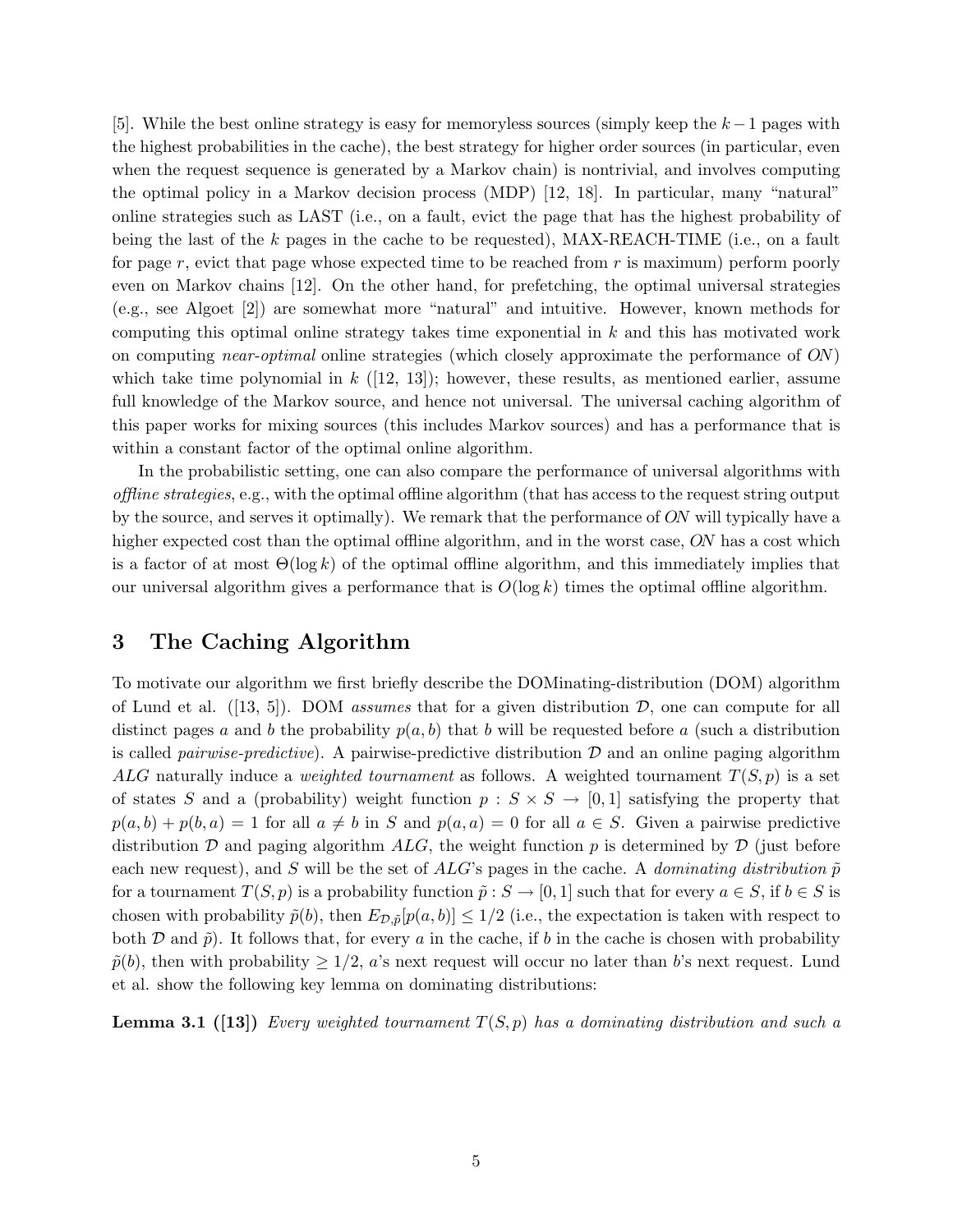[5]. While the best online strategy is easy for memoryless sources (simply keep the $k-1$ pages with the highest probabilities in the cache), the best strategy for higher order sources (in particular, even when the request sequence is generated by a Markov chain) is nontrivial, and involves computing the optimal policy in a Markov decision process (MDP) [12, 18]. In particular, many "natural" online strategies such as LAST (i.e., on a fault, evict the page that has the highest probability of being the last of the $k$ pages in the cache to be requested), MAX-REACH-TIME (i.e., on a fault for page $r$, evict that page whose expected time to be reached from $r$ is maximum) perform poorly even on Markov chains [12]. On the other hand, for prefetching, the optimal universal strategies (e.g., see Algoet [2]) are somewhat more "natural" and intuitive. However, known methods for computing this optimal online strategy takes time exponential in $k$ and this has motivated work on computing *near-optimal* online strategies (which closely approximate the performance of *ON*) which take time polynomial in $k$ ([12, 13]); however, these results, as mentioned earlier, assume full knowledge of the Markov source, and hence not universal. The universal caching algorithm of this paper works for mixing sources (this includes Markov sources) and has a performance that is within a constant factor of the optimal online algorithm.

In the probabilistic setting, one can also compare the performance of universal algorithms with *offline strategies*, e.g., with the optimal offline algorithm (that has access to the request string output by the source, and serves it optimally). We remark that the performance of *ON* will typically have a higher expected cost than the optimal offline algorithm, and in the worst case, *ON* has a cost which is a factor of at most $\Theta(\log k)$ of the optimal offline algorithm, and this immediately implies that our universal algorithm gives a performance that is $O(\log k)$ times the optimal offline algorithm.

# 3 The Caching Algorithm

To motivate our algorithm we first briefly describe the DOMinating-distribution (DOM) algorithm of Lund et al. ([13, 5]). DOM *assumes* that for a given distribution $\mathcal{D}$, one can compute for all distinct pages $a$ and $b$ the probability $p(a,b)$ that $b$ will be requested before $a$ (such a distribution is called *pairwise-predictive*). A pairwise-predictive distribution $\mathcal{D}$ and an online paging algorithm *ALG* naturally induce a *weighted tournament* as follows. A weighted tournament $T(S,p)$ is a set of states $S$ and a (probability) weight function $p : S \times S \to [0,1]$ satisfying the property that $p(a,b) + p(b,a) = 1$ for all $a \neq b$ in $S$ and $p(a,a) = 0$ for all $a \in S$. Given a pairwise predictive distribution $\mathcal{D}$ and paging algorithm *ALG*, the weight function $p$ is determined by $\mathcal{D}$ (just before each new request), and $S$ will be the set of *ALG*'s pages in the cache. A *dominating distribution* $\tilde{p}$ for a tournament $T(S,p)$ is a probability function $\tilde{p} : S \to [0,1]$ such that for every $a \in S$, if $b \in S$ is chosen with probability $\tilde{p}(b)$, then $E_{\mathcal{D},\tilde{p}}[p(a,b)] \leq 1/2$ (i.e., the expectation is taken with respect to both $\mathcal{D}$ and $\tilde{p}$). It follows that, for every $a$ in the cache, if $b$ in the cache is chosen with probability $\tilde{p}(b)$, then with probability $\geq 1/2$, $a$'s next request will occur no later than $b$'s next request. Lund et al. show the following key lemma on dominating distributions:

**Lemma 3.1 ([13])** *Every weighted tournament $T(S,p)$ has a dominating distribution and such a*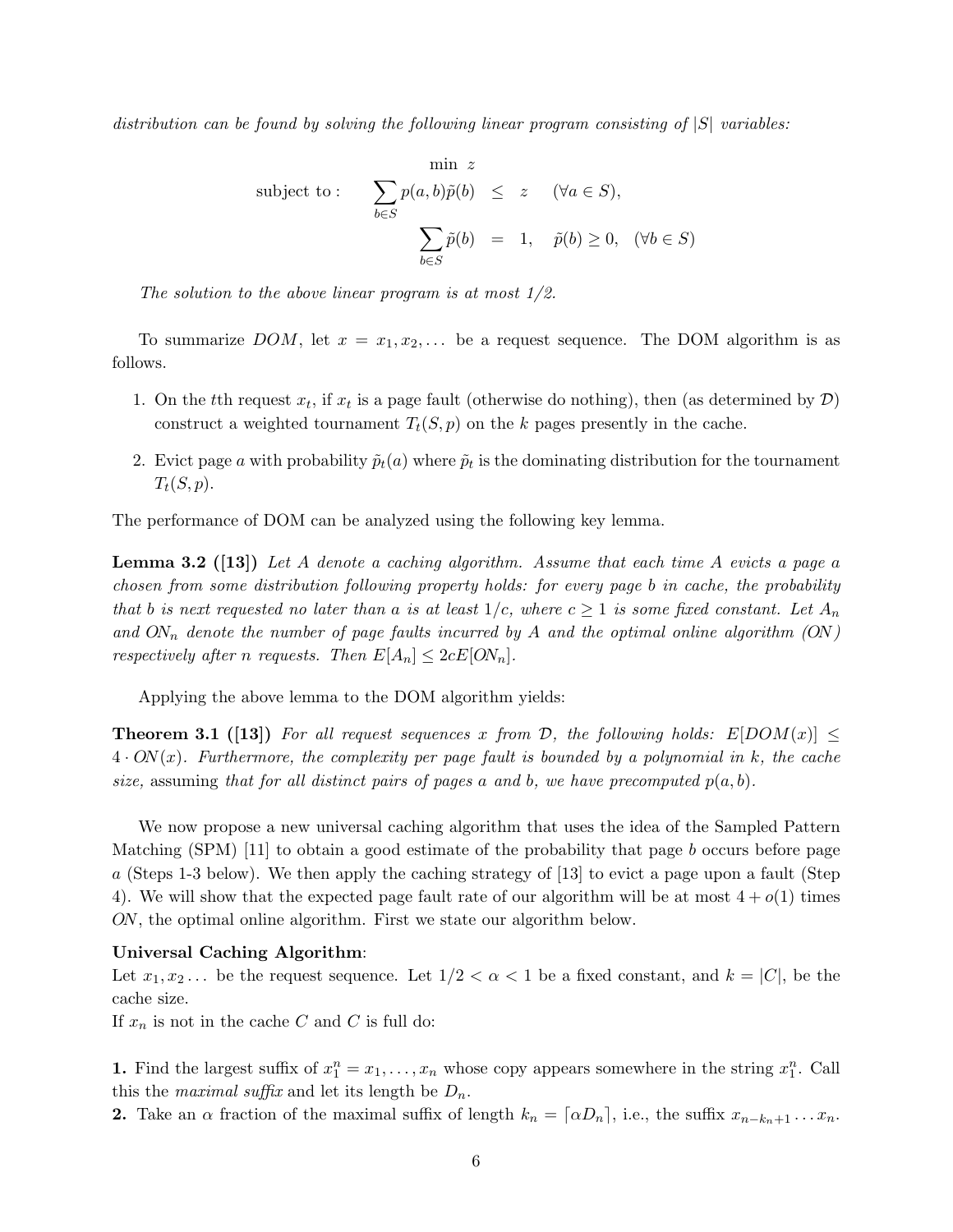*distribution can be found by solving the following linear program consisting of $|S|$ variables:*

$$\min \ z$$

$$\text{subject to :} \quad \sum_{b \in S} p(a,b)\tilde{p}(b) \ \leq \ z \quad (\forall a \in S),$$

$$\sum_{b \in S} \tilde{p}(b) \ = \ 1, \quad \tilde{p}(b) \geq 0, \quad (\forall b \in S)$$

*The solution to the above linear program is at most 1/2.*

To summarize $DOM$, let $x = x_1, x_2, \ldots$ be a request sequence. The DOM algorithm is as follows.

1. On the $t$th request $x_t$, if $x_t$ is a page fault (otherwise do nothing), then (as determined by $\mathcal{D}$) construct a weighted tournament $T_t(S,p)$ on the $k$ pages presently in the cache.
2. Evict page $a$ with probability $\tilde{p}_t(a)$ where $\tilde{p}_t$ is the dominating distribution for the tournament $T_t(S,p)$.

The performance of DOM can be analyzed using the following key lemma.

**Lemma 3.2 ([13])** *Let $A$ denote a caching algorithm. Assume that each time $A$ evicts a page $a$ chosen from some distribution following property holds: for every page $b$ in cache, the probability that $b$ is next requested no later than $a$ is at least $1/c$, where $c \geq 1$ is some fixed constant. Let $A_n$ and $ON_n$ denote the number of page faults incurred by $A$ and the optimal online algorithm (ON) respectively after $n$ requests. Then $E[A_n] \leq 2cE[ON_n]$.*

Applying the above lemma to the DOM algorithm yields:

**Theorem 3.1 ([13])** *For all request sequences $x$ from $\mathcal{D}$, the following holds: $E[DOM(x)] \leq 4 \cdot ON(x)$. Furthermore, the complexity per page fault is bounded by a polynomial in $k$, the cache size,* assuming *that for all distinct pairs of pages $a$ and $b$, we have precomputed $p(a,b)$.*

We now propose a new universal caching algorithm that uses the idea of the Sampled Pattern Matching (SPM) [11] to obtain a good estimate of the probability that page $b$ occurs before page $a$ (Steps 1-3 below). We then apply the caching strategy of [13] to evict a page upon a fault (Step 4). We will show that the expected page fault rate of our algorithm will be at most $4 + o(1)$ times $ON$, the optimal online algorithm. First we state our algorithm below.

**Universal Caching Algorithm**:
Let $x_1, x_2 \ldots$ be the request sequence. Let $1/2 < \alpha < 1$ be a fixed constant, and $k = |C|$, be the cache size.
If $x_n$ is not in the cache $C$ and $C$ is full do:

**1.** Find the largest suffix of $x_1^n = x_1, \ldots, x_n$ whose copy appears somewhere in the string $x_1^n$. Call this the *maximal suffix* and let its length be $D_n$.
**2.** Take an $\alpha$ fraction of the maximal suffix of length $k_n = \lceil \alpha D_n \rceil$, i.e., the suffix $x_{n-k_n+1} \ldots x_n$.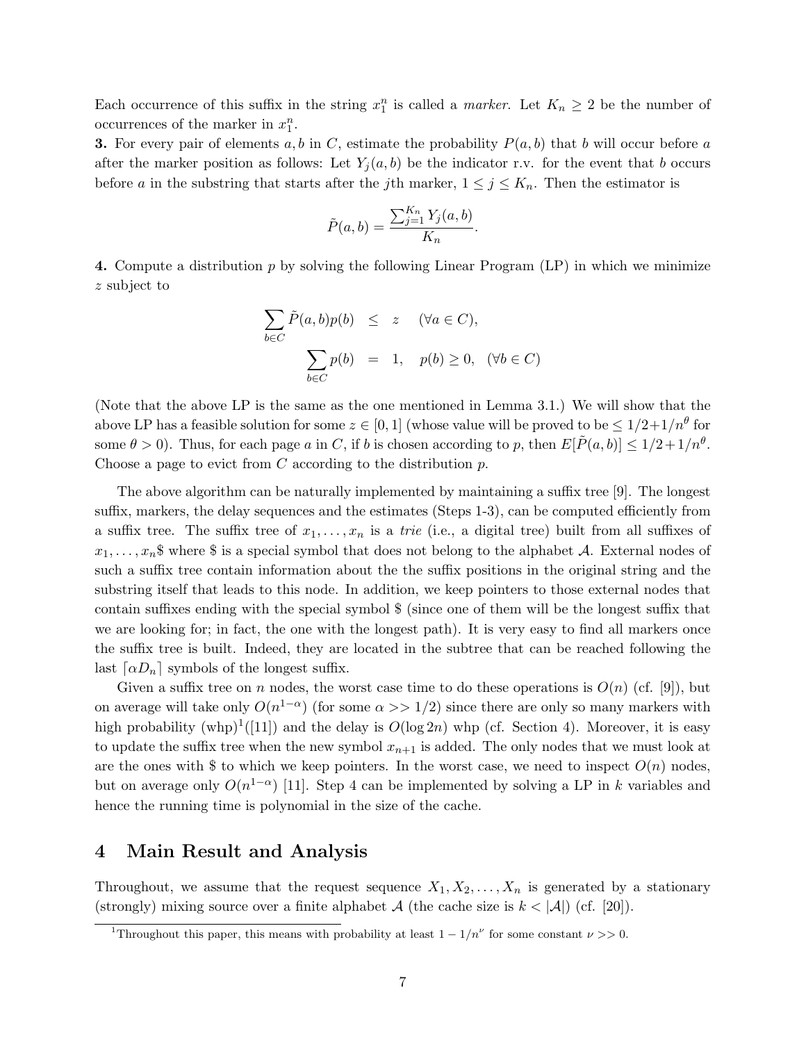Each occurrence of this suffix in the string $x_1^n$ is called a *marker*. Let $K_n \geq 2$ be the number of occurrences of the marker in $x_1^n$.

**3.** For every pair of elements $a, b$ in $C$, estimate the probability $P(a, b)$ that $b$ will occur before $a$ after the marker position as follows: Let $Y_j(a, b)$ be the indicator r.v. for the event that $b$ occurs before $a$ in the substring that starts after the $j$th marker, $1 \leq j \leq K_n$. Then the estimator is

$$\tilde{P}(a,b) = \frac{\sum_{j=1}^{K_n} Y_j(a,b)}{K_n}.$$

**4.** Compute a distribution $p$ by solving the following Linear Program (LP) in which we minimize $z$ subject to

$$\sum_{b \in C} \tilde{P}(a,b)p(b) \leq z \quad (\forall a \in C),$$

$$\sum_{b \in C} p(b) = 1, \quad p(b) \geq 0, \quad (\forall b \in C)$$

(Note that the above LP is the same as the one mentioned in Lemma 3.1.) We will show that the above LP has a feasible solution for some $z \in [0, 1]$ (whose value will be proved to be $\leq 1/2 + 1/n^\theta$ for some $\theta > 0$). Thus, for each page $a$ in $C$, if $b$ is chosen according to $p$, then $E[\tilde{P}(a, b)] \leq 1/2 + 1/n^\theta$. Choose a page to evict from $C$ according to the distribution $p$.

The above algorithm can be naturally implemented by maintaining a suffix tree [9]. The longest suffix, markers, the delay sequences and the estimates (Steps 1-3), can be computed efficiently from a suffix tree. The suffix tree of $x_1, \ldots, x_n$ is a *trie* (i.e., a digital tree) built from all suffixes of $x_1, \ldots, x_n\$$ where \$ is a special symbol that does not belong to the alphabet $\mathcal{A}$. External nodes of such a suffix tree contain information about the the suffix positions in the original string and the substring itself that leads to this node. In addition, we keep pointers to those external nodes that contain suffixes ending with the special symbol \$ (since one of them will be the longest suffix that we are looking for; in fact, the one with the longest path). It is very easy to find all markers once the suffix tree is built. Indeed, they are located in the subtree that can be reached following the last $\lceil \alpha D_n \rceil$ symbols of the longest suffix.

Given a suffix tree on $n$ nodes, the worst case time to do these operations is $O(n)$ (cf. [9]), but on average will take only $O(n^{1-\alpha})$ (for some $\alpha >> 1/2$) since there are only so many markers with high probability (whp)[1]([11]) and the delay is $O(\log 2n)$ whp (cf. Section 4). Moreover, it is easy to update the suffix tree when the new symbol $x_{n+1}$ is added. The only nodes that we must look at are the ones with \$ to which we keep pointers. In the worst case, we need to inspect $O(n)$ nodes, but on average only $O(n^{1-\alpha})$ [11]. Step 4 can be implemented by solving a LP in $k$ variables and hence the running time is polynomial in the size of the cache.

## 4 Main Result and Analysis

Throughout, we assume that the request sequence $X_1, X_2, \ldots, X_n$ is generated by a stationary (strongly) mixing source over a finite alphabet $\mathcal{A}$ (the cache size is $k < |\mathcal{A}|$) (cf. [20]).

[1] Throughout this paper, this means with probability at least $1 - 1/n^\nu$ for some constant $\nu >> 0$.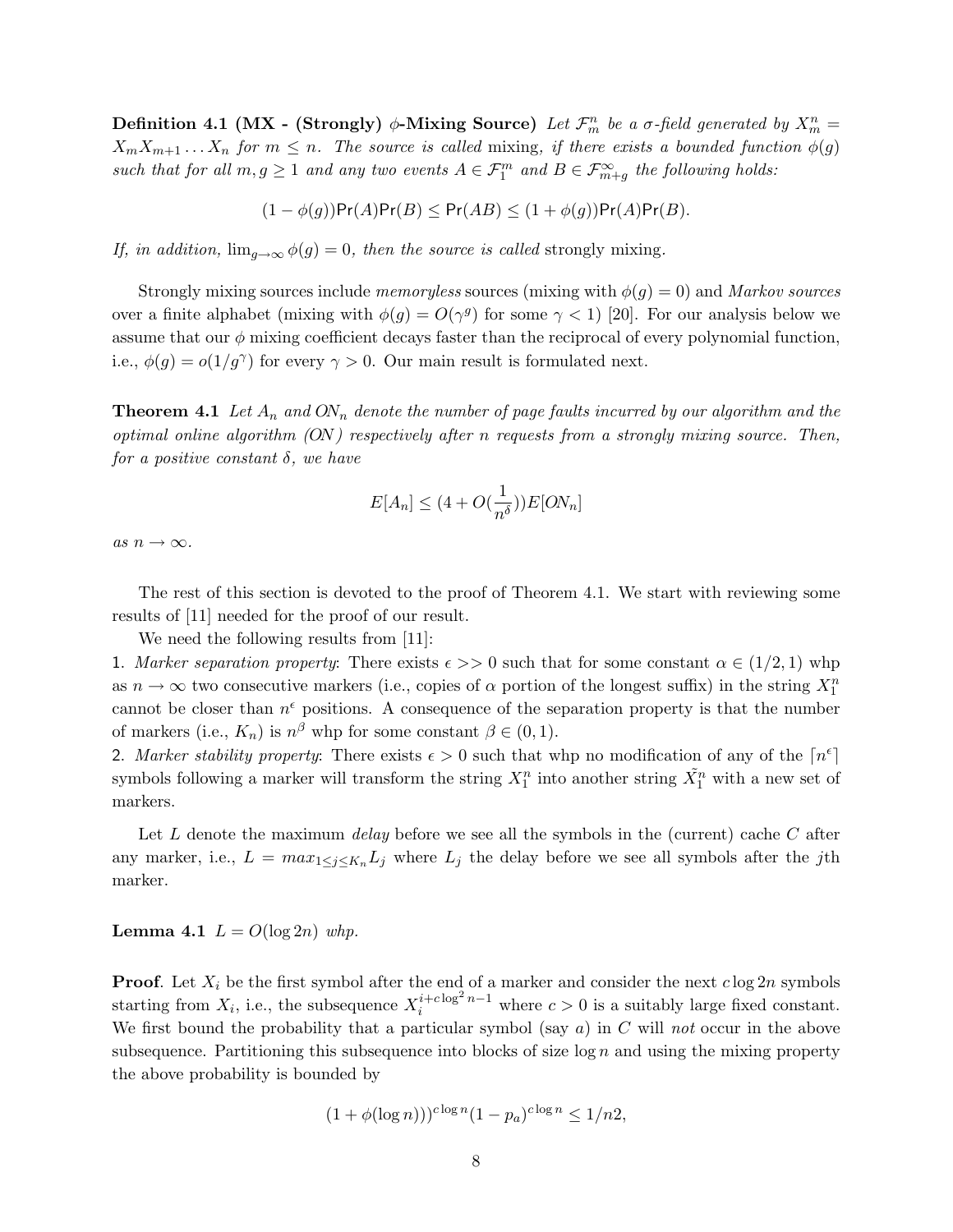**Definition 4.1 (MX - (Strongly) $\phi$-Mixing Source)** *Let $\mathcal{F}_m^n$ be a $\sigma$-field generated by $X_m^n = X_m X_{m+1} \dots X_n$ for $m \leq n$. The source is called* mixing, *if there exists a bounded function $\phi(g)$ such that for all $m, g \geq 1$ and any two events $A \in \mathcal{F}_1^m$ and $B \in \mathcal{F}_{m+g}^\infty$ the following holds:*

$$(1 - \phi(g))\mathsf{Pr}(A)\mathsf{Pr}(B) \leq \mathsf{Pr}(AB) \leq (1 + \phi(g))\mathsf{Pr}(A)\mathsf{Pr}(B).$$

*If, in addition, $\lim_{g\to\infty} \phi(g) = 0$, then the source is called* strongly mixing.

Strongly mixing sources include *memoryless* sources (mixing with $\phi(g) = 0$) and *Markov sources* over a finite alphabet (mixing with $\phi(g) = O(\gamma^g)$ for some $\gamma < 1$) [20]. For our analysis below we assume that our $\phi$ mixing coefficient decays faster than the reciprocal of every polynomial function, i.e., $\phi(g) = o(1/g^\gamma)$ for every $\gamma > 0$. Our main result is formulated next.

**Theorem 4.1** *Let $A_n$ and $ON_n$ denote the number of page faults incurred by our algorithm and the optimal online algorithm (ON) respectively after $n$ requests from a strongly mixing source. Then, for a positive constant $\delta$, we have*

$$E[A_n] \leq (4 + O(\frac{1}{n^\delta}))E[ON_n]$$

*as $n \to \infty$.*

The rest of this section is devoted to the proof of Theorem 4.1. We start with reviewing some results of [11] needed for the proof of our result.

We need the following results from [11]:

1. *Marker separation property*: There exists $\epsilon >> 0$ such that for some constant $\alpha \in (1/2, 1)$ whp as $n \to \infty$ two consecutive markers (i.e., copies of $\alpha$ portion of the longest suffix) in the string $X_1^n$ cannot be closer than $n^\epsilon$ positions. A consequence of the separation property is that the number of markers (i.e., $K_n$) is $n^\beta$ whp for some constant $\beta \in (0, 1)$.
2. *Marker stability property*: There exists $\epsilon > 0$ such that whp no modification of any of the $\lceil n^\epsilon \rceil$ symbols following a marker will transform the string $X_1^n$ into another string $\tilde{X_1^n}$ with a new set of markers.

Let $L$ denote the maximum *delay* before we see all the symbols in the (current) cache $C$ after any marker, i.e., $L = max_{1\leq j\leq K_n} L_j$ where $L_j$ the delay before we see all symbols after the $j$th marker.

**Lemma 4.1** *$L = O(\log 2n)$ whp.*

**Proof**. Let $X_i$ be the first symbol after the end of a marker and consider the next $c \log 2n$ symbols starting from $X_i$, i.e., the subsequence $X_i^{i+c\log^2 n-1}$ where $c > 0$ is a suitably large fixed constant. We first bound the probability that a particular symbol (say $a$) in $C$ will *not* occur in the above subsequence. Partitioning this subsequence into blocks of size $\log n$ and using the mixing property the above probability is bounded by

$$(1 + \phi(\log n)))^{c\log n}(1 - p_a)^{c\log n} \leq 1/n2,$$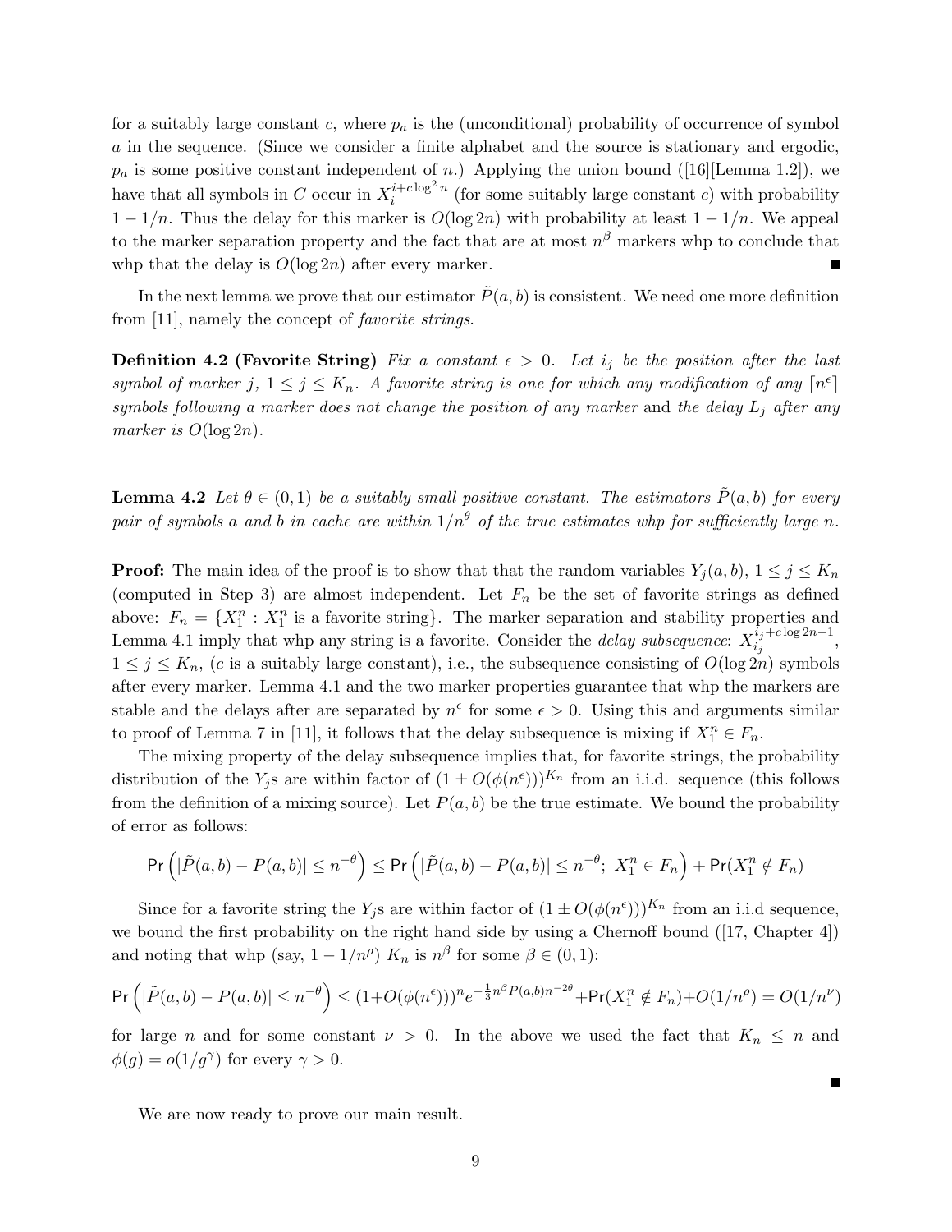for a suitably large constant $c$, where $p_a$ is the (unconditional) probability of occurrence of symbol $a$ in the sequence. (Since we consider a finite alphabet and the source is stationary and ergodic, $p_a$ is some positive constant independent of $n$.) Applying the union bound ([16][Lemma 1.2]), we have that all symbols in $C$ occur in $X_i^{i+c\log^2 n}$ (for some suitably large constant $c$) with probability $1 - 1/n$. Thus the delay for this marker is $O(\log 2n)$ with probability at least $1 - 1/n$. We appeal to the marker separation property and the fact that are at most $n^\beta$ markers whp to conclude that whp that the delay is $O(\log 2n)$ after every marker. ■

In the next lemma we prove that our estimator $\tilde{P}(a, b)$ is consistent. We need one more definition from [11], namely the concept of *favorite strings*.

**Definition 4.2 (Favorite String)** *Fix a constant $\epsilon > 0$. Let $i_j$ be the position after the last symbol of marker $j$, $1 \le j \le K_n$. A favorite string is one for which any modification of any $\lceil n^\epsilon \rceil$ symbols following a marker does not change the position of any marker* and *the delay $L_j$ after any marker is $O(\log 2n)$.*

**Lemma 4.2** *Let $\theta \in (0, 1)$ be a suitably small positive constant. The estimators $\tilde{P}(a, b)$ for every pair of symbols $a$ and $b$ in cache are within $1/n^\theta$ of the true estimates whp for sufficiently large $n$.*

**Proof:** The main idea of the proof is to show that that the random variables $Y_j(a, b)$, $1 \le j \le K_n$ (computed in Step 3) are almost independent. Let $F_n$ be the set of favorite strings as defined above: $F_n = \{X_1^n : X_1^n \text{ is a favorite string}\}$. The marker separation and stability properties and Lemma 4.1 imply that whp any string is a favorite. Consider the *delay subsequence*: $X_{i_j}^{i_j + c\log 2n - 1}$, $1 \le j \le K_n$, ($c$ is a suitably large constant), i.e., the subsequence consisting of $O(\log 2n)$ symbols after every marker. Lemma 4.1 and the two marker properties guarantee that whp the markers are stable and the delays after are separated by $n^\epsilon$ for some $\epsilon > 0$. Using this and arguments similar to proof of Lemma 7 in [11], it follows that the delay subsequence is mixing if $X_1^n \in F_n$.

The mixing property of the delay subsequence implies that, for favorite strings, the probability distribution of the $Y_j$s are within factor of $(1 \pm O(\phi(n^\epsilon)))^{K_n}$ from an i.i.d. sequence (this follows from the definition of a mixing source). Let $P(a, b)$ be the true estimate. We bound the probability of error as follows:

$$\Pr\left(|\tilde{P}(a, b) - P(a, b)| \le n^{-\theta}\right) \le \Pr\left(|\tilde{P}(a, b) - P(a, b)| \le n^{-\theta};\ X_1^n \in F_n\right) + \Pr(X_1^n \notin F_n)$$

Since for a favorite string the $Y_j$s are within factor of $(1 \pm O(\phi(n^\epsilon)))^{K_n}$ from an i.i.d sequence, we bound the first probability on the right hand side by using a Chernoff bound ([17, Chapter 4]) and noting that whp (say, $1 - 1/n^\rho$) $K_n$ is $n^\beta$ for some $\beta \in (0, 1)$:

$$\Pr\left(|\tilde{P}(a, b) - P(a, b)| \le n^{-\theta}\right) \le (1 + O(\phi(n^\epsilon)))^n e^{-\frac{1}{3} n^\beta P(a,b) n^{-2\theta}} + \Pr(X_1^n \notin F_n) + O(1/n^\rho) = O(1/n^\nu)$$

for large $n$ and for some constant $\nu > 0$. In the above we used the fact that $K_n \le n$ and $\phi(g) = o(1/g^\gamma)$ for every $\gamma > 0$.

■

We are now ready to prove our main result.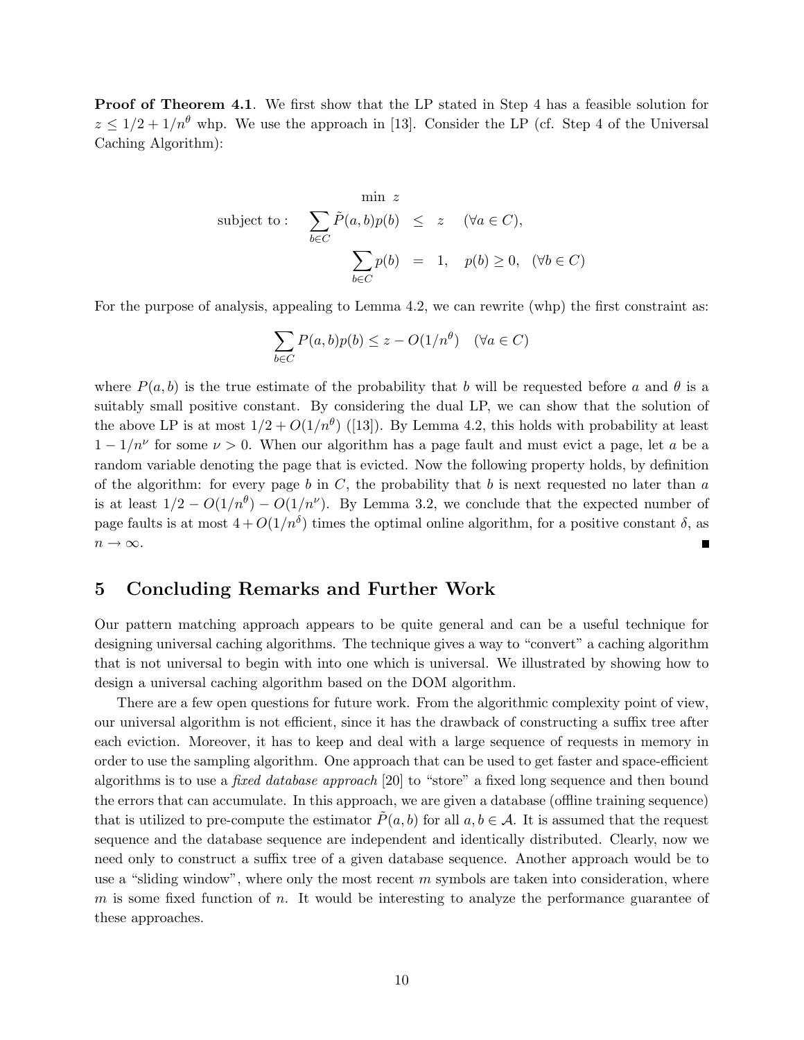**Proof of Theorem 4.1**. We first show that the LP stated in Step 4 has a feasible solution for $z \le 1/2 + 1/n^\theta$ whp. We use the approach in [13]. Consider the LP (cf. Step 4 of the Universal Caching Algorithm):

$$
\begin{aligned}
& \min\ z \\
\text{subject to :}\quad & \sum_{b \in C} \tilde{P}(a,b)p(b) \ \le\ z \quad (\forall a \in C), \\
& \sum_{b \in C} p(b) \ =\ 1, \quad p(b) \ge 0, \quad (\forall b \in C)
\end{aligned}
$$

For the purpose of analysis, appealing to Lemma 4.2, we can rewrite (whp) the first constraint as:

$$
\sum_{b \in C} P(a,b)p(b) \le z - O(1/n^\theta) \quad (\forall a \in C)
$$

where $P(a,b)$ is the true estimate of the probability that $b$ will be requested before $a$ and $\theta$ is a suitably small positive constant. By considering the dual LP, we can show that the solution of the above LP is at most $1/2 + O(1/n^\theta)$ ([13]). By Lemma 4.2, this holds with probability at least $1 - 1/n^\nu$ for some $\nu > 0$. When our algorithm has a page fault and must evict a page, let $a$ be a random variable denoting the page that is evicted. Now the following property holds, by definition of the algorithm: for every page $b$ in $C$, the probability that $b$ is next requested no later than $a$ is at least $1/2 - O(1/n^\theta) - O(1/n^\nu)$. By Lemma 3.2, we conclude that the expected number of page faults is at most $4 + O(1/n^\delta)$ times the optimal online algorithm, for a positive constant $\delta$, as $n \to \infty$. ∎

## 5 Concluding Remarks and Further Work

Our pattern matching approach appears to be quite general and can be a useful technique for designing universal caching algorithms. The technique gives a way to "convert" a caching algorithm that is not universal to begin with into one which is universal. We illustrated by showing how to design a universal caching algorithm based on the DOM algorithm.

There are a few open questions for future work. From the algorithmic complexity point of view, our universal algorithm is not efficient, since it has the drawback of constructing a suffix tree after each eviction. Moreover, it has to keep and deal with a large sequence of requests in memory in order to use the sampling algorithm. One approach that can be used to get faster and space-efficient algorithms is to use a *fixed database approach* [20] to "store" a fixed long sequence and then bound the errors that can accumulate. In this approach, we are given a database (offline training sequence) that is utilized to pre-compute the estimator $\tilde{P}(a,b)$ for all $a, b \in \mathcal{A}$. It is assumed that the request sequence and the database sequence are independent and identically distributed. Clearly, now we need only to construct a suffix tree of a given database sequence. Another approach would be to use a "sliding window", where only the most recent $m$ symbols are taken into consideration, where $m$ is some fixed function of $n$. It would be interesting to analyze the performance guarantee of these approaches.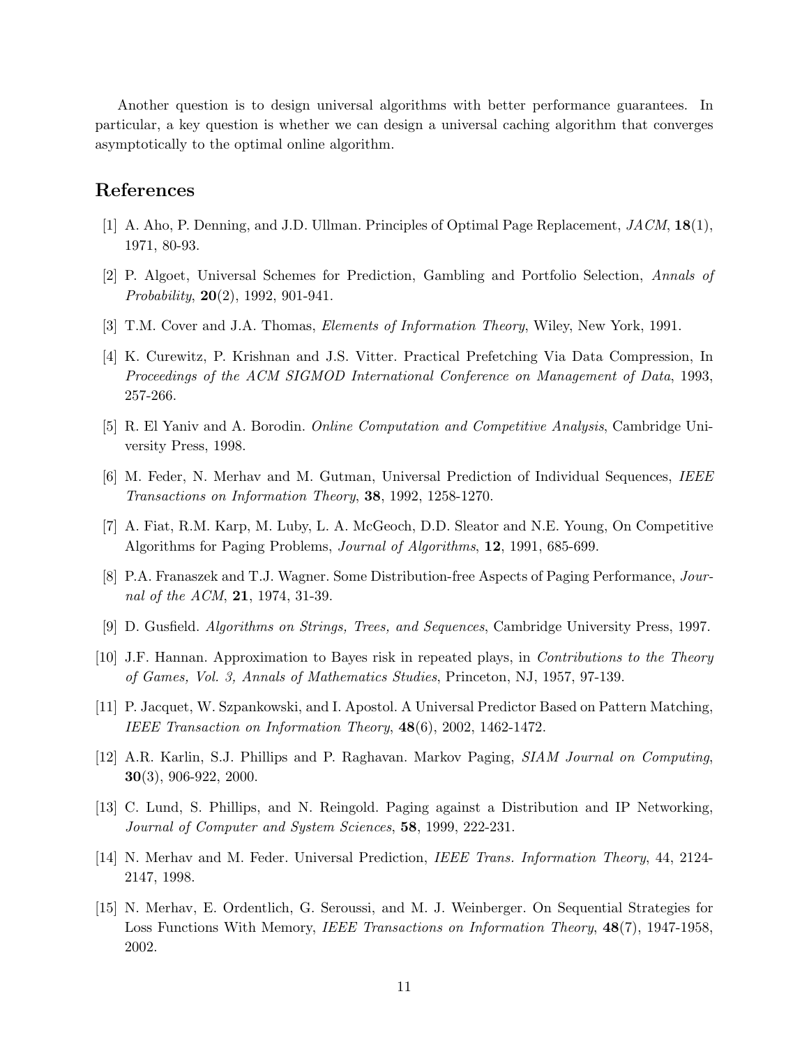Another question is to design universal algorithms with better performance guarantees. In particular, a key question is whether we can design a universal caching algorithm that converges asymptotically to the optimal online algorithm.

## References

[1] A. Aho, P. Denning, and J.D. Ullman. Principles of Optimal Page Replacement, *JACM*, **18**(1), 1971, 80-93.

[2] P. Algoet, Universal Schemes for Prediction, Gambling and Portfolio Selection, *Annals of Probability*, **20**(2), 1992, 901-941.

[3] T.M. Cover and J.A. Thomas, *Elements of Information Theory*, Wiley, New York, 1991.

[4] K. Curewitz, P. Krishnan and J.S. Vitter. Practical Prefetching Via Data Compression, In *Proceedings of the ACM SIGMOD International Conference on Management of Data*, 1993, 257-266.

[5] R. El Yaniv and A. Borodin. *Online Computation and Competitive Analysis*, Cambridge University Press, 1998.

[6] M. Feder, N. Merhav and M. Gutman, Universal Prediction of Individual Sequences, *IEEE Transactions on Information Theory*, **38**, 1992, 1258-1270.

[7] A. Fiat, R.M. Karp, M. Luby, L. A. McGeoch, D.D. Sleator and N.E. Young, On Competitive Algorithms for Paging Problems, *Journal of Algorithms*, **12**, 1991, 685-699.

[8] P.A. Franaszek and T.J. Wagner. Some Distribution-free Aspects of Paging Performance, *Journal of the ACM*, **21**, 1974, 31-39.

[9] D. Gusfield. *Algorithms on Strings, Trees, and Sequences*, Cambridge University Press, 1997.

[10] J.F. Hannan. Approximation to Bayes risk in repeated plays, in *Contributions to the Theory of Games, Vol. 3, Annals of Mathematics Studies*, Princeton, NJ, 1957, 97-139.

[11] P. Jacquet, W. Szpankowski, and I. Apostol. A Universal Predictor Based on Pattern Matching, *IEEE Transaction on Information Theory*, **48**(6), 2002, 1462-1472.

[12] A.R. Karlin, S.J. Phillips and P. Raghavan. Markov Paging, *SIAM Journal on Computing*, **30**(3), 906-922, 2000.

[13] C. Lund, S. Phillips, and N. Reingold. Paging against a Distribution and IP Networking, *Journal of Computer and System Sciences*, **58**, 1999, 222-231.

[14] N. Merhav and M. Feder. Universal Prediction, *IEEE Trans. Information Theory*, 44, 2124-2147, 1998.

[15] N. Merhav, E. Ordentlich, G. Seroussi, and M. J. Weinberger. On Sequential Strategies for Loss Functions With Memory, *IEEE Transactions on Information Theory*, **48**(7), 1947-1958, 2002.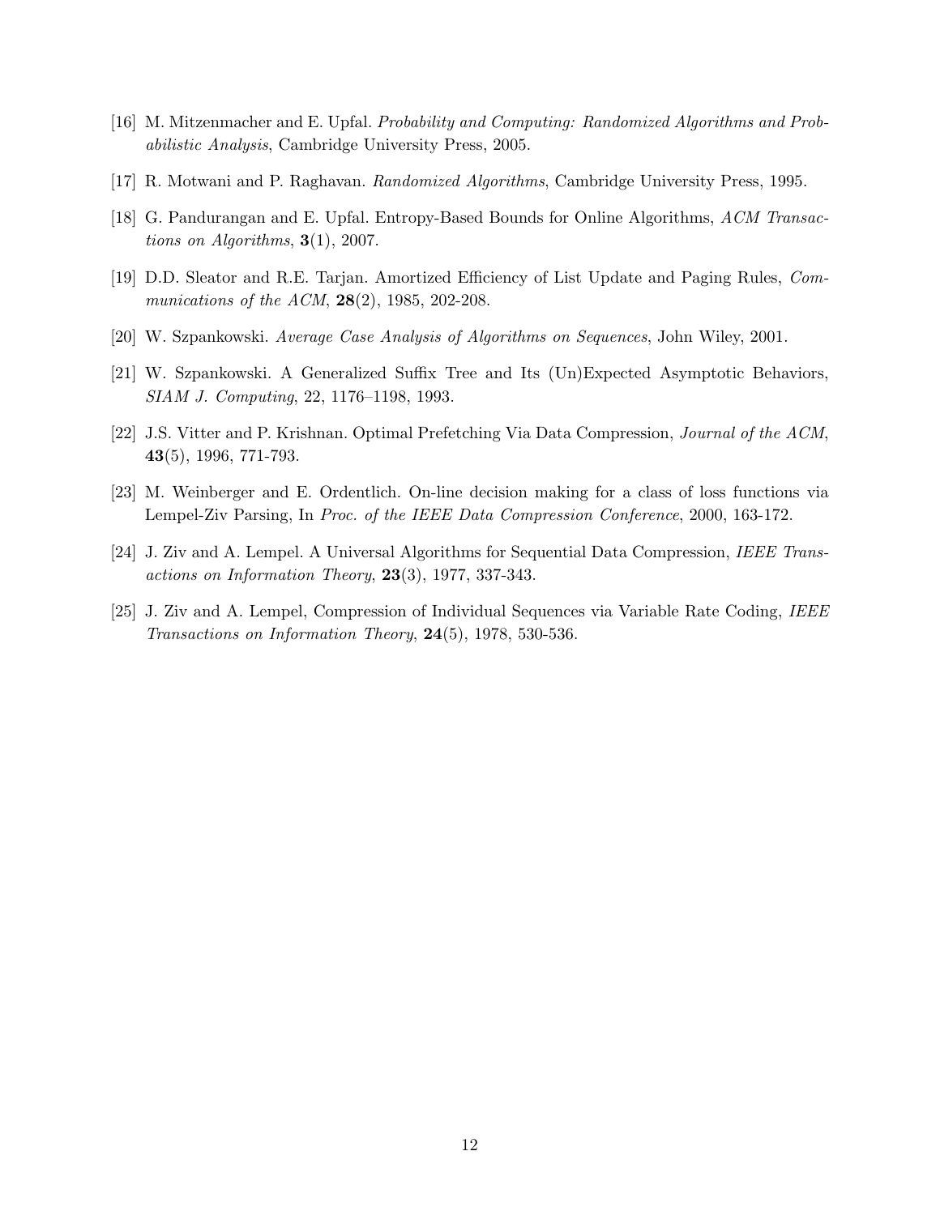[16] M. Mitzenmacher and E. Upfal. *Probability and Computing: Randomized Algorithms and Probabilistic Analysis*, Cambridge University Press, 2005.

[17] R. Motwani and P. Raghavan. *Randomized Algorithms*, Cambridge University Press, 1995.

[18] G. Pandurangan and E. Upfal. Entropy-Based Bounds for Online Algorithms, *ACM Transactions on Algorithms*, **3**(1), 2007.

[19] D.D. Sleator and R.E. Tarjan. Amortized Efficiency of List Update and Paging Rules, *Communications of the ACM*, **28**(2), 1985, 202-208.

[20] W. Szpankowski. *Average Case Analysis of Algorithms on Sequences*, John Wiley, 2001.

[21] W. Szpankowski. A Generalized Suffix Tree and Its (Un)Expected Asymptotic Behaviors, *SIAM J. Computing*, 22, 1176–1198, 1993.

[22] J.S. Vitter and P. Krishnan. Optimal Prefetching Via Data Compression, *Journal of the ACM*, **43**(5), 1996, 771-793.

[23] M. Weinberger and E. Ordentlich. On-line decision making for a class of loss functions via Lempel-Ziv Parsing, In *Proc. of the IEEE Data Compression Conference*, 2000, 163-172.

[24] J. Ziv and A. Lempel. A Universal Algorithms for Sequential Data Compression, *IEEE Transactions on Information Theory*, **23**(3), 1977, 337-343.

[25] J. Ziv and A. Lempel, Compression of Individual Sequences via Variable Rate Coding, *IEEE Transactions on Information Theory*, **24**(5), 1978, 530-536.